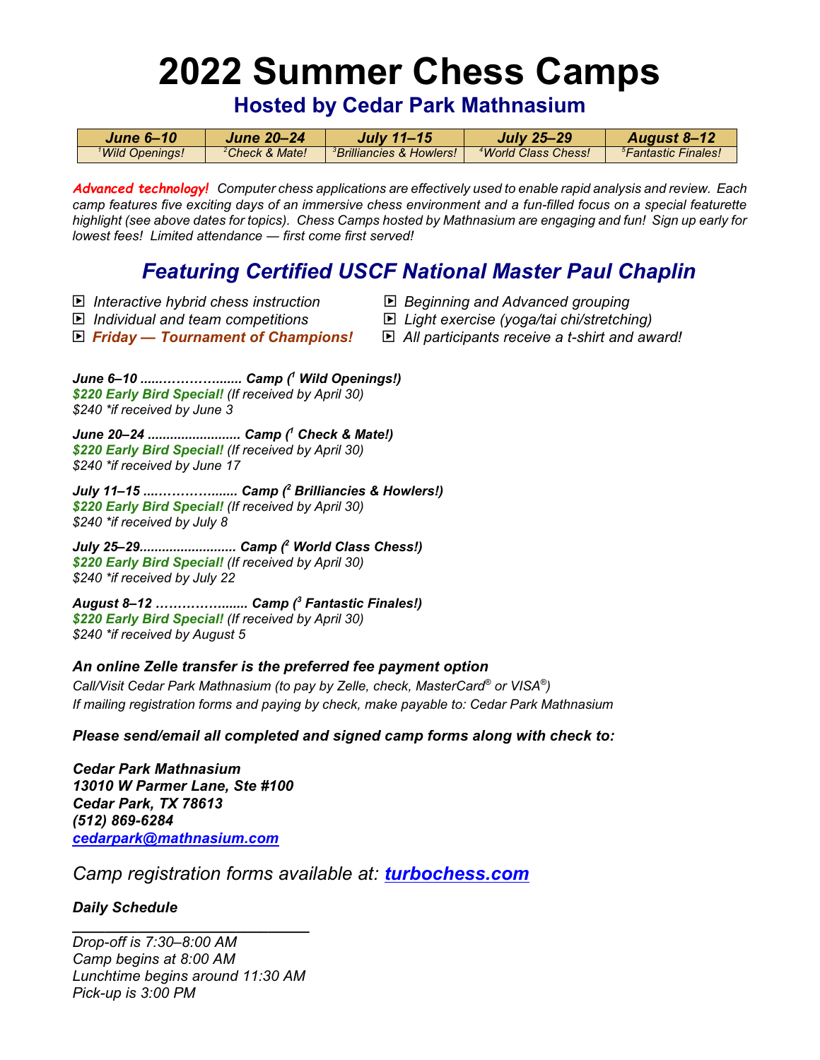# 2022 Summer Chess Camps

## Hosted by Cedar Park Mathnasium

| June 6–10 | June 20–24 | July 11–15 | July 25–29 | August 8–12 |
|---|---|---|---|---|
| [1]Wild Openings! | [2]Check & Mate! | [3]Brilliancies & Howlers! | [4]World Class Chess! | [5]Fantastic Finales! |

***Advanced technology!*** *Computer chess applications are effectively used to enable rapid analysis and review. Each camp features five exciting days of an immersive chess environment and a fun-filled focus on a special featurette highlight (see above dates for topics). Chess Camps hosted by Mathnasium are engaging and fun! Sign up early for lowest fees! Limited attendance — first come first served!*

## *Featuring Certified USCF National Master Paul Chaplin*

- *Interactive hybrid chess instruction*
- *Individual and team competitions*
- ***Friday — Tournament of Champions!***
- *Beginning and Advanced grouping*
- *Light exercise (yoga/tai chi/stretching)*
- *All participants receive a t-shirt and award!*

***June 6–10 ..........…........ Camp ([1] Wild Openings!)***
***$220 Early Bird Special!*** *(If received by April 30)*
*$240 \*if received by June 3*

***June 20–24 ......................... Camp ([1] Check & Mate!)***
***$220 Early Bird Special!*** *(If received by April 30)*
*$240 \*if received by June 17*

***July 11–15 ...………….…... Camp ([2] Brilliancies & Howlers!)***
***$220 Early Bird Special!*** *(If received by April 30)*
*$240 \*if received by July 8*

***July 25–29.......................... Camp ([2] World Class Chess!)***
***$220 Early Bird Special!*** *(If received by April 30)*
*$240 \*if received by July 22*

***August 8–12 …………….…... Camp ([3] Fantastic Finales!)***
***$220 Early Bird Special!*** *(If received by April 30)*
*$240 \*if received by August 5*

***An online Zelle transfer is the preferred fee payment option***

*Call/Visit Cedar Park Mathnasium (to pay by Zelle, check, MasterCard® or VISA®)*
*If mailing registration forms and paying by check, make payable to: Cedar Park Mathnasium*

***Please send/email all completed and signed camp forms along with check to:***

***Cedar Park Mathnasium***
***13010 W Parmer Lane, Ste #100***
***Cedar Park, TX 78613***
***(512) 869-6284***
***cedarpark@mathnasium.com***

*Camp registration forms available at:* ***turbochess.com***

***Daily Schedule***

*Drop-off is 7:30–8:00 AM*
*Camp begins at 8:00 AM*
*Lunchtime begins around 11:30 AM*
*Pick-up is 3:00 PM*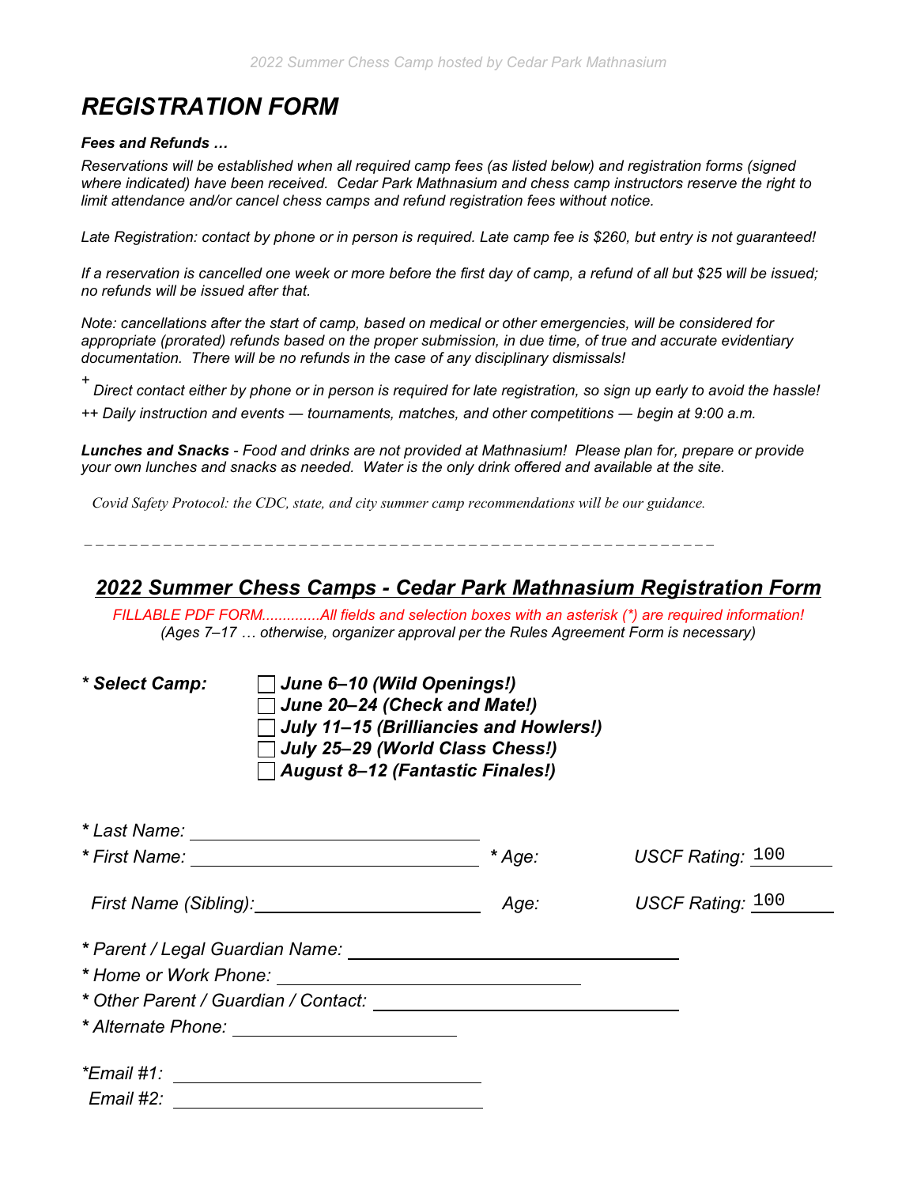# *REGISTRATION FORM*

***Fees and Refunds …***

*Reservations will be established when all required camp fees (as listed below) and registration forms (signed where indicated) have been received. Cedar Park Mathnasium and chess camp instructors reserve the right to limit attendance and/or cancel chess camps and refund registration fees without notice.*

*Late Registration: contact by phone or in person is required. Late camp fee is $260, but entry is not guaranteed!*

*If a reservation is cancelled one week or more before the first day of camp, a refund of all but $25 will be issued; no refunds will be issued after that.*

*Note: cancellations after the start of camp, based on medical or other emergencies, will be considered for appropriate (prorated) refunds based on the proper submission, in due time, of true and accurate evidentiary documentation. There will be no refunds in the case of any disciplinary dismissals!*

*+ Direct contact either by phone or in person is required for late registration, so sign up early to avoid the hassle!*

*++ Daily instruction and events — tournaments, matches, and other competitions — begin at 9:00 a.m.*

***Lunches and Snacks** - Food and drinks are not provided at Mathnasium! Please plan for, prepare or provide your own lunches and snacks as needed. Water is the only drink offered and available at the site.*

*Covid Safety Protocol: the CDC, state, and city summer camp recommendations will be our guidance.*

---

## ***2022 Summer Chess Camps - Cedar Park Mathnasium Registration Form***

*FILLABLE PDF FORM..............All fields and selection boxes with an asterisk (*) are required information!*
*(Ages 7–17 … otherwise, organizer approval per the Rules Agreement Form is necessary)*

***\* Select Camp:***

- ☐ ***June 6–10 (Wild Openings!)***
- ☐ ***June 20–24 (Check and Mate!)***
- ☐ ***July 11–15 (Brilliancies and Howlers!)***
- ☐ ***July 25–29 (World Class Chess!)***
- ☐ ***August 8–12 (Fantastic Finales!)***

*\* Last Name:* ______________________

*\* First Name:* ______________________ *\* Age:* ______ *USCF Rating:* 100

*First Name (Sibling):* ______________________ *Age:* ______ *USCF Rating:* 100

*\* Parent / Legal Guardian Name:* ______________________

*\* Home or Work Phone:* ______________________

*\* Other Parent / Guardian / Contact:* ______________________

*\* Alternate Phone:* ______________________

*\*Email #1:* ______________________

*Email #2:* ______________________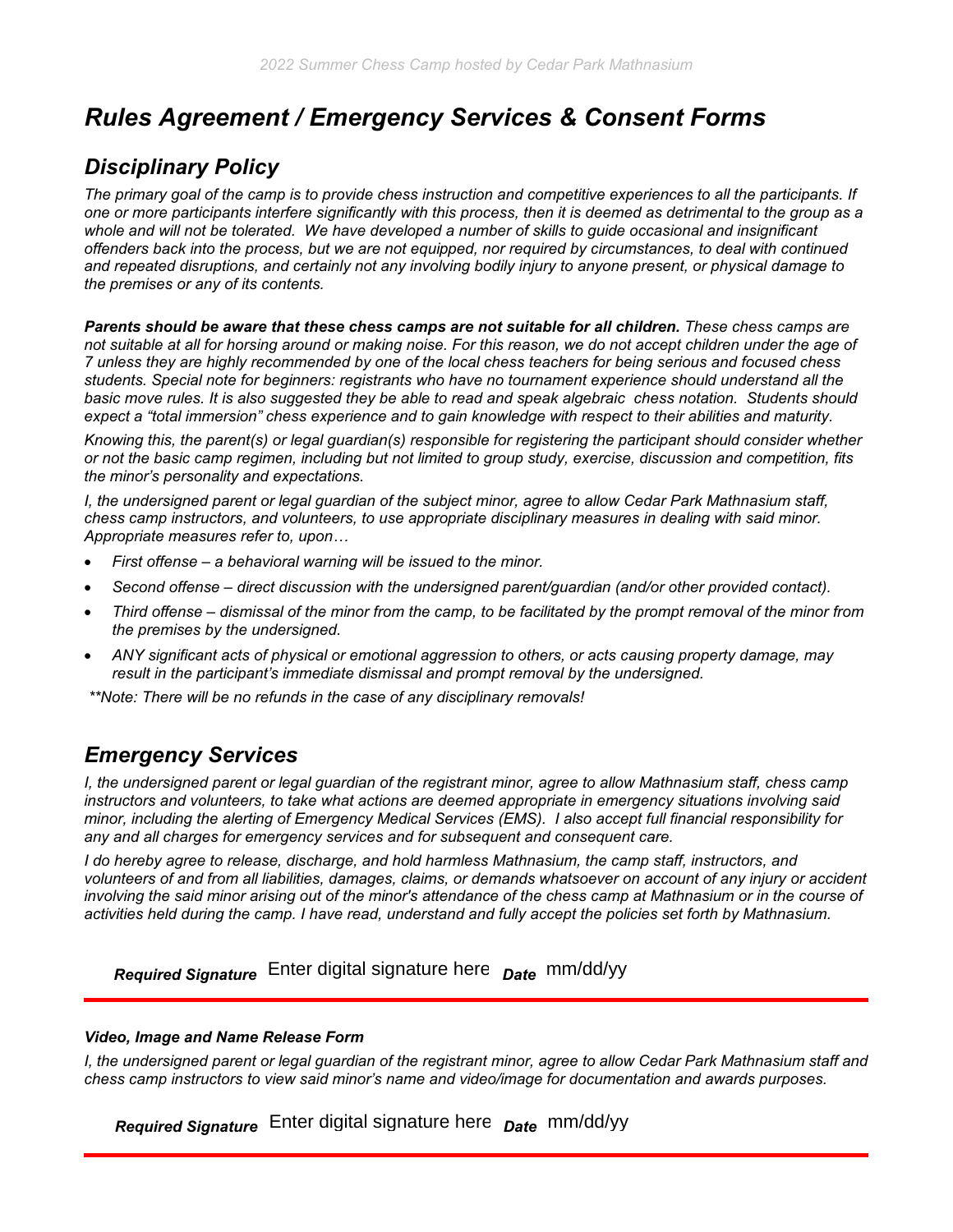# *Rules Agreement / Emergency Services & Consent Forms*

## *Disciplinary Policy*

*The primary goal of the camp is to provide chess instruction and competitive experiences to all the participants. If one or more participants interfere significantly with this process, then it is deemed as detrimental to the group as a whole and will not be tolerated. We have developed a number of skills to guide occasional and insignificant offenders back into the process, but we are not equipped, nor required by circumstances, to deal with continued and repeated disruptions, and certainly not any involving bodily injury to anyone present, or physical damage to the premises or any of its contents.*

***Parents should be aware that these chess camps are not suitable for all children.*** *These chess camps are not suitable at all for horsing around or making noise. For this reason, we do not accept children under the age of 7 unless they are highly recommended by one of the local chess teachers for being serious and focused chess students. Special note for beginners: registrants who have no tournament experience should understand all the basic move rules. It is also suggested they be able to read and speak algebraic chess notation. Students should expect a "total immersion" chess experience and to gain knowledge with respect to their abilities and maturity.*

*Knowing this, the parent(s) or legal guardian(s) responsible for registering the participant should consider whether or not the basic camp regimen, including but not limited to group study, exercise, discussion and competition, fits the minor's personality and expectations.*

*I, the undersigned parent or legal guardian of the subject minor, agree to allow Cedar Park Mathnasium staff, chess camp instructors, and volunteers, to use appropriate disciplinary measures in dealing with said minor. Appropriate measures refer to, upon…*

- *First offense – a behavioral warning will be issued to the minor.*
- *Second offense – direct discussion with the undersigned parent/guardian (and/or other provided contact).*
- *Third offense – dismissal of the minor from the camp, to be facilitated by the prompt removal of the minor from the premises by the undersigned.*
- *ANY significant acts of physical or emotional aggression to others, or acts causing property damage, may result in the participant's immediate dismissal and prompt removal by the undersigned.*

*\*\*Note: There will be no refunds in the case of any disciplinary removals!*

## *Emergency Services*

*I, the undersigned parent or legal guardian of the registrant minor, agree to allow Mathnasium staff, chess camp instructors and volunteers, to take what actions are deemed appropriate in emergency situations involving said minor, including the alerting of Emergency Medical Services (EMS). I also accept full financial responsibility for any and all charges for emergency services and for subsequent and consequent care.*

*I do hereby agree to release, discharge, and hold harmless Mathnasium, the camp staff, instructors, and volunteers of and from all liabilities, damages, claims, or demands whatsoever on account of any injury or accident involving the said minor arising out of the minor's attendance of the chess camp at Mathnasium or in the course of activities held during the camp. I have read, understand and fully accept the policies set forth by Mathnasium.*

***Required Signature*** Enter digital signature here ***Date*** mm/dd/yy

---

***Video, Image and Name Release Form***

*I, the undersigned parent or legal guardian of the registrant minor, agree to allow Cedar Park Mathnasium staff and chess camp instructors to view said minor's name and video/image for documentation and awards purposes.*

***Required Signature*** Enter digital signature here ***Date*** mm/dd/yy

---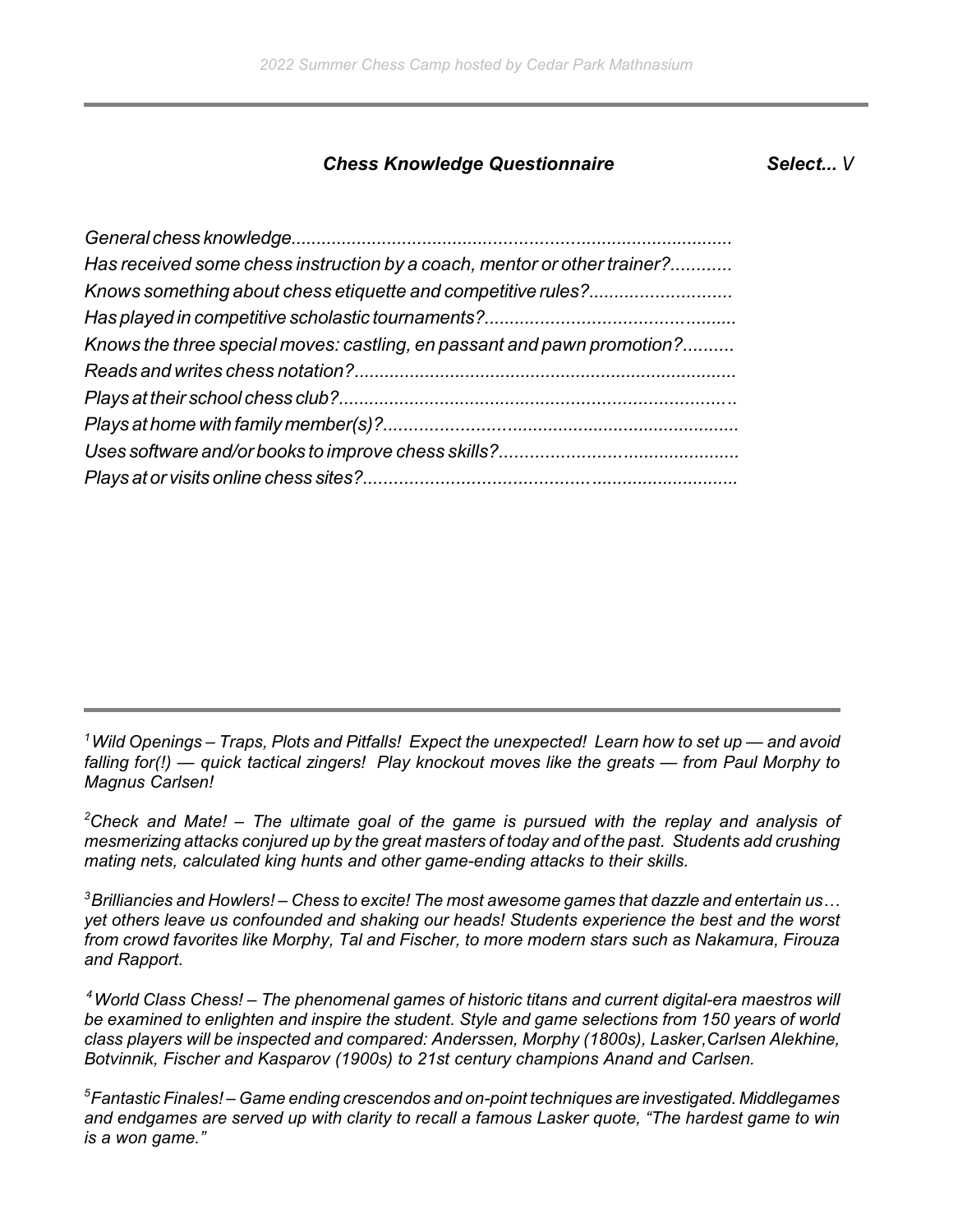***Chess Knowledge Questionnaire*** ***Select...** V*

*General chess knowledge.......................................................................................*
*Has received some chess instruction by a coach, mentor or other trainer?............*
*Knows something about chess etiquette and competitive rules?............................*
*Has played in competitive scholastic tournaments?.................................................*
*Knows the three special moves: castling, en passant and pawn promotion?..........*
*Reads and writes chess notation?............................................................................*
*Plays at their school chess club?..............................................................................*
*Plays at home with family member(s)?.......................................................................*
*Uses software and/or books to improve chess skills?...............................................*
*Plays at or visits online chess sites?.........................................................................*

---

*[1] Wild Openings – Traps, Plots and Pitfalls! Expect the unexpected! Learn how to set up — and avoid falling for(!) — quick tactical zingers! Play knockout moves like the greats — from Paul Morphy to Magnus Carlsen!*

*[2] Check and Mate! – The ultimate goal of the game is pursued with the replay and analysis of mesmerizing attacks conjured up by the great masters of today and of the past. Students add crushing mating nets, calculated king hunts and other game-ending attacks to their skills.*

*[3] Brilliancies and Howlers! – Chess to excite! The most awesome games that dazzle and entertain us… yet others leave us confounded and shaking our heads! Students experience the best and the worst from crowd favorites like Morphy, Tal and Fischer, to more modern stars such as Nakamura, Firouza and Rapport.*

*[4] World Class Chess! – The phenomenal games of historic titans and current digital-era maestros will be examined to enlighten and inspire the student. Style and game selections from 150 years of world class players will be inspected and compared: Anderssen, Morphy (1800s), Lasker,Carlsen Alekhine, Botvinnik, Fischer and Kasparov (1900s) to 21st century champions Anand and Carlsen.*

*[5] Fantastic Finales! – Game ending crescendos and on-point techniques are investigated. Middlegames and endgames are served up with clarity to recall a famous Lasker quote, "The hardest game to win is a won game."*